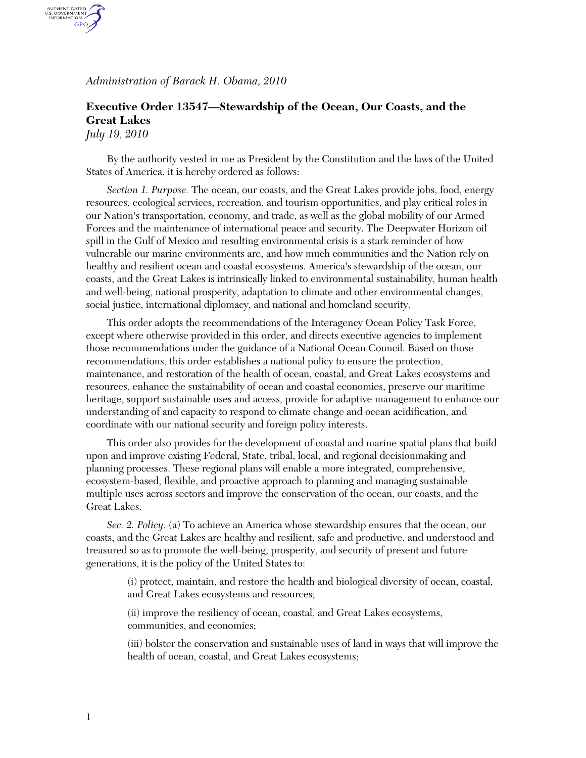*Administration of Barack H. Obama, 2010*

## Executive Order 13547—Stewardship of the Ocean, Our Coasts, and the Great Lakes

*July 19, 2010*

By the authority vested in me as President by the Constitution and the laws of the United States of America, it is hereby ordered as follows:

*Section 1. Purpose.* The ocean, our coasts, and the Great Lakes provide jobs, food, energy resources, ecological services, recreation, and tourism opportunities, and play critical roles in our Nation's transportation, economy, and trade, as well as the global mobility of our Armed Forces and the maintenance of international peace and security. The Deepwater Horizon oil spill in the Gulf of Mexico and resulting environmental crisis is a stark reminder of how vulnerable our marine environments are, and how much communities and the Nation rely on healthy and resilient ocean and coastal ecosystems. America's stewardship of the ocean, our coasts, and the Great Lakes is intrinsically linked to environmental sustainability, human health and well-being, national prosperity, adaptation to climate and other environmental changes, social justice, international diplomacy, and national and homeland security.

This order adopts the recommendations of the Interagency Ocean Policy Task Force, except where otherwise provided in this order, and directs executive agencies to implement those recommendations under the guidance of a National Ocean Council. Based on those recommendations, this order establishes a national policy to ensure the protection, maintenance, and restoration of the health of ocean, coastal, and Great Lakes ecosystems and resources, enhance the sustainability of ocean and coastal economies, preserve our maritime heritage, support sustainable uses and access, provide for adaptive management to enhance our understanding of and capacity to respond to climate change and ocean acidification, and coordinate with our national security and foreign policy interests.

This order also provides for the development of coastal and marine spatial plans that build upon and improve existing Federal, State, tribal, local, and regional decisionmaking and planning processes. These regional plans will enable a more integrated, comprehensive, ecosystem-based, flexible, and proactive approach to planning and managing sustainable multiple uses across sectors and improve the conservation of the ocean, our coasts, and the Great Lakes.

*Sec. 2. Policy.* (a) To achieve an America whose stewardship ensures that the ocean, our coasts, and the Great Lakes are healthy and resilient, safe and productive, and understood and treasured so as to promote the well-being, prosperity, and security of present and future generations, it is the policy of the United States to:

(i) protect, maintain, and restore the health and biological diversity of ocean, coastal, and Great Lakes ecosystems and resources;

(ii) improve the resiliency of ocean, coastal, and Great Lakes ecosystems, communities, and economies;

(iii) bolster the conservation and sustainable uses of land in ways that will improve the health of ocean, coastal, and Great Lakes ecosystems;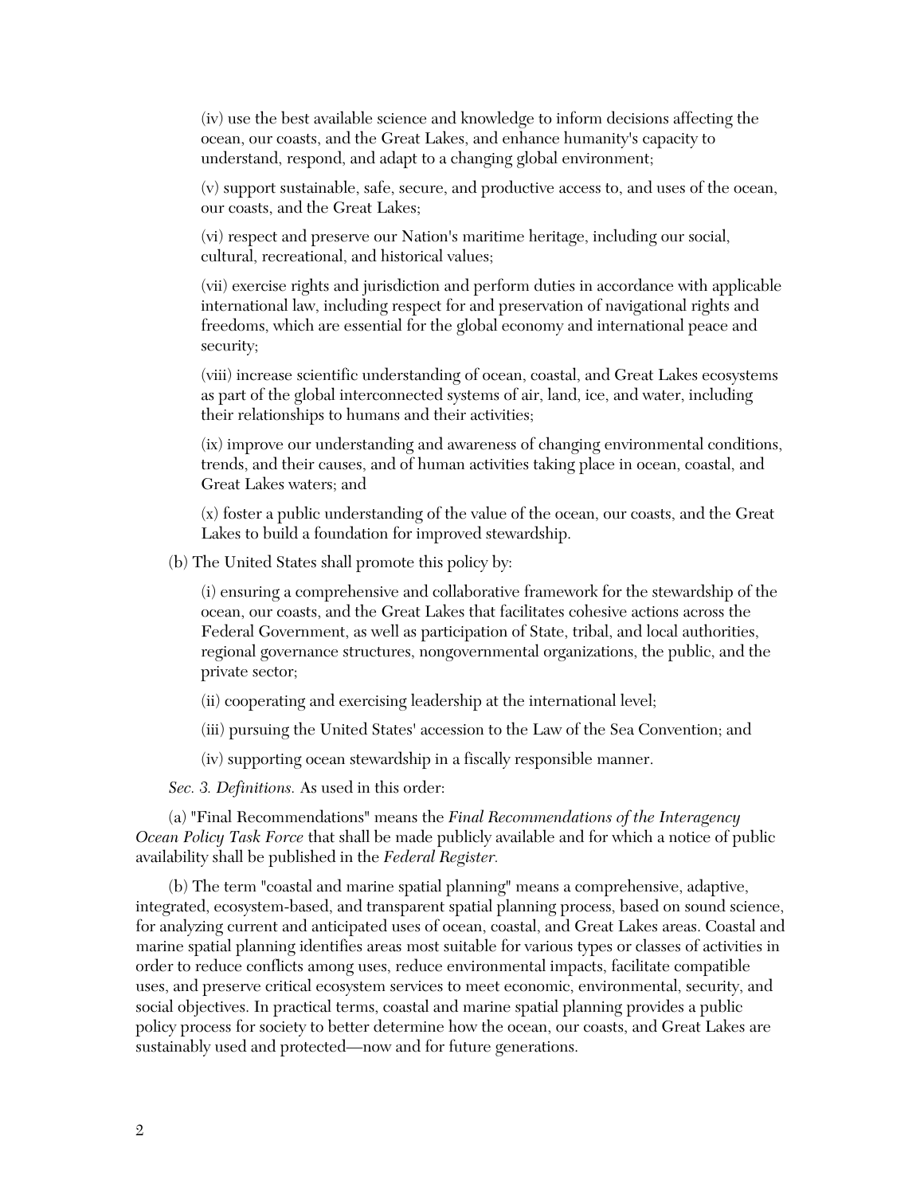(iv) use the best available science and knowledge to inform decisions affecting the ocean, our coasts, and the Great Lakes, and enhance humanity's capacity to understand, respond, and adapt to a changing global environment;

(v) support sustainable, safe, secure, and productive access to, and uses of the ocean, our coasts, and the Great Lakes;

(vi) respect and preserve our Nation's maritime heritage, including our social, cultural, recreational, and historical values;

(vii) exercise rights and jurisdiction and perform duties in accordance with applicable international law, including respect for and preservation of navigational rights and freedoms, which are essential for the global economy and international peace and security;

(viii) increase scientific understanding of ocean, coastal, and Great Lakes ecosystems as part of the global interconnected systems of air, land, ice, and water, including their relationships to humans and their activities;

(ix) improve our understanding and awareness of changing environmental conditions, trends, and their causes, and of human activities taking place in ocean, coastal, and Great Lakes waters; and

(x) foster a public understanding of the value of the ocean, our coasts, and the Great Lakes to build a foundation for improved stewardship.

(b) The United States shall promote this policy by:

(i) ensuring a comprehensive and collaborative framework for the stewardship of the ocean, our coasts, and the Great Lakes that facilitates cohesive actions across the Federal Government, as well as participation of State, tribal, and local authorities, regional governance structures, nongovernmental organizations, the public, and the private sector;

(ii) cooperating and exercising leadership at the international level;

(iii) pursuing the United States' accession to the Law of the Sea Convention; and

(iv) supporting ocean stewardship in a fiscally responsible manner.

*Sec. 3. Definitions.* As used in this order:

(a) "Final Recommendations" means the *Final Recommendations of the Interagency Ocean Policy Task Force* that shall be made publicly available and for which a notice of public availability shall be published in the *Federal Register.*

(b) The term "coastal and marine spatial planning" means a comprehensive, adaptive, integrated, ecosystem-based, and transparent spatial planning process, based on sound science, for analyzing current and anticipated uses of ocean, coastal, and Great Lakes areas. Coastal and marine spatial planning identifies areas most suitable for various types or classes of activities in order to reduce conflicts among uses, reduce environmental impacts, facilitate compatible uses, and preserve critical ecosystem services to meet economic, environmental, security, and social objectives. In practical terms, coastal and marine spatial planning provides a public policy process for society to better determine how the ocean, our coasts, and Great Lakes are sustainably used and protected—now and for future generations.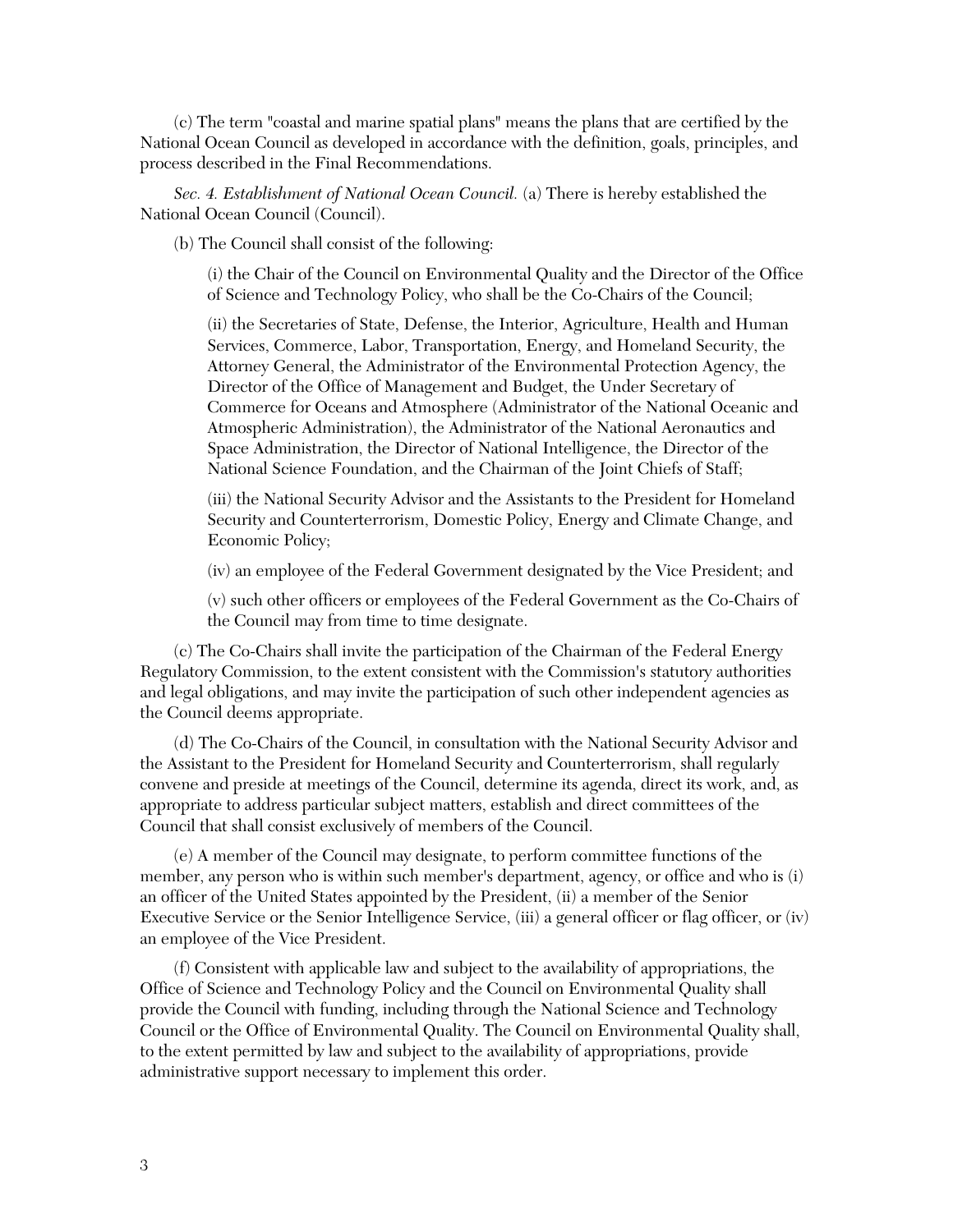(c) The term "coastal and marine spatial plans" means the plans that are certified by the National Ocean Council as developed in accordance with the definition, goals, principles, and process described in the Final Recommendations.

*Sec. 4. Establishment of National Ocean Council.* (a) There is hereby established the National Ocean Council (Council).

(b) The Council shall consist of the following:

(i) the Chair of the Council on Environmental Quality and the Director of the Office of Science and Technology Policy, who shall be the Co-Chairs of the Council;

(ii) the Secretaries of State, Defense, the Interior, Agriculture, Health and Human Services, Commerce, Labor, Transportation, Energy, and Homeland Security, the Attorney General, the Administrator of the Environmental Protection Agency, the Director of the Office of Management and Budget, the Under Secretary of Commerce for Oceans and Atmosphere (Administrator of the National Oceanic and Atmospheric Administration), the Administrator of the National Aeronautics and Space Administration, the Director of National Intelligence, the Director of the National Science Foundation, and the Chairman of the Joint Chiefs of Staff;

(iii) the National Security Advisor and the Assistants to the President for Homeland Security and Counterterrorism, Domestic Policy, Energy and Climate Change, and Economic Policy;

(iv) an employee of the Federal Government designated by the Vice President; and

(v) such other officers or employees of the Federal Government as the Co-Chairs of the Council may from time to time designate.

(c) The Co-Chairs shall invite the participation of the Chairman of the Federal Energy Regulatory Commission, to the extent consistent with the Commission's statutory authorities and legal obligations, and may invite the participation of such other independent agencies as the Council deems appropriate.

(d) The Co-Chairs of the Council, in consultation with the National Security Advisor and the Assistant to the President for Homeland Security and Counterterrorism, shall regularly convene and preside at meetings of the Council, determine its agenda, direct its work, and, as appropriate to address particular subject matters, establish and direct committees of the Council that shall consist exclusively of members of the Council.

(e) A member of the Council may designate, to perform committee functions of the member, any person who is within such member's department, agency, or office and who is (i) an officer of the United States appointed by the President, (ii) a member of the Senior Executive Service or the Senior Intelligence Service, (iii) a general officer or flag officer, or (iv) an employee of the Vice President.

(f) Consistent with applicable law and subject to the availability of appropriations, the Office of Science and Technology Policy and the Council on Environmental Quality shall provide the Council with funding, including through the National Science and Technology Council or the Office of Environmental Quality. The Council on Environmental Quality shall, to the extent permitted by law and subject to the availability of appropriations, provide administrative support necessary to implement this order.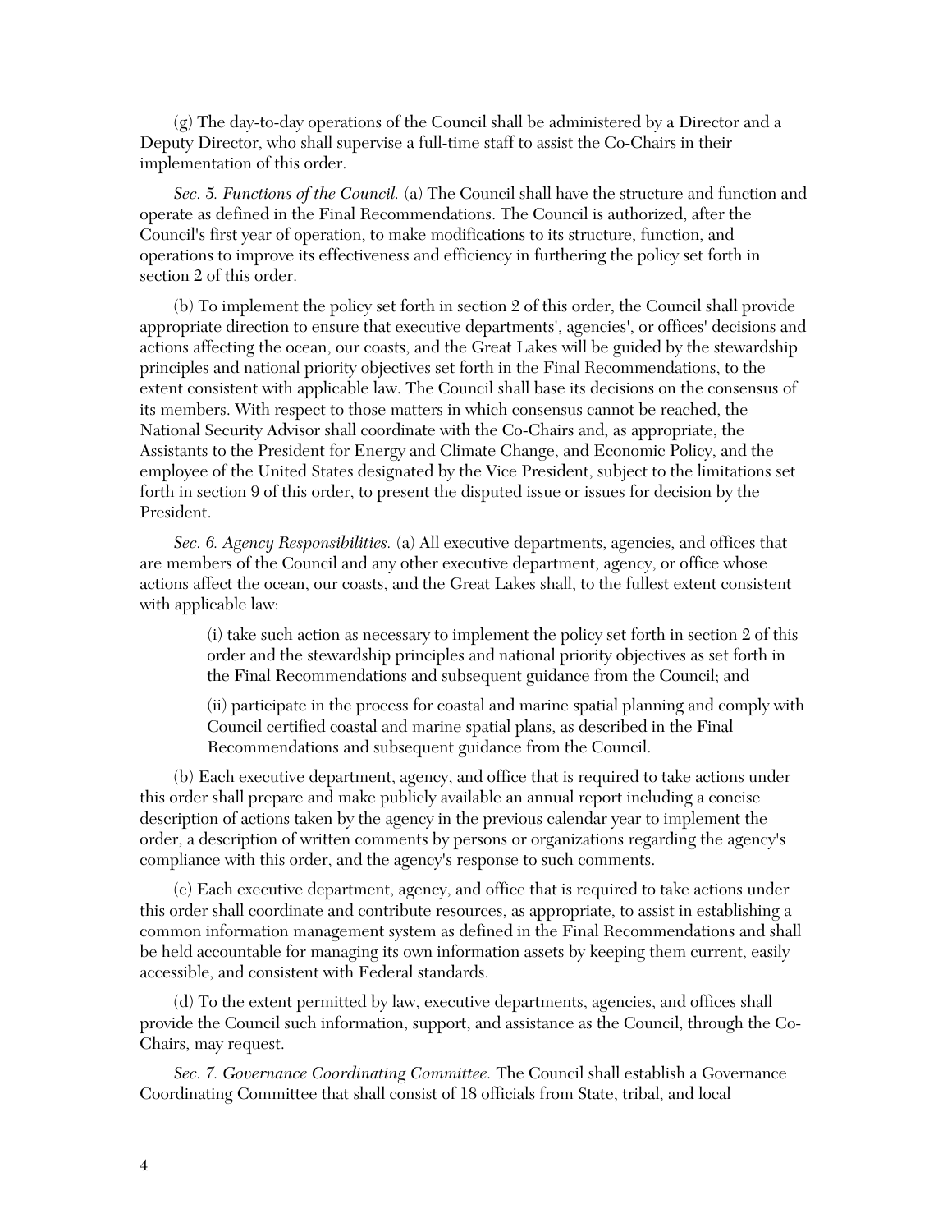(g) The day-to-day operations of the Council shall be administered by a Director and a Deputy Director, who shall supervise a full-time staff to assist the Co-Chairs in their implementation of this order.

*Sec. 5. Functions of the Council.* (a) The Council shall have the structure and function and operate as defined in the Final Recommendations. The Council is authorized, after the Council's first year of operation, to make modifications to its structure, function, and operations to improve its effectiveness and efficiency in furthering the policy set forth in section 2 of this order.

(b) To implement the policy set forth in section 2 of this order, the Council shall provide appropriate direction to ensure that executive departments', agencies', or offices' decisions and actions affecting the ocean, our coasts, and the Great Lakes will be guided by the stewardship principles and national priority objectives set forth in the Final Recommendations, to the extent consistent with applicable law. The Council shall base its decisions on the consensus of its members. With respect to those matters in which consensus cannot be reached, the National Security Advisor shall coordinate with the Co-Chairs and, as appropriate, the Assistants to the President for Energy and Climate Change, and Economic Policy, and the employee of the United States designated by the Vice President, subject to the limitations set forth in section 9 of this order, to present the disputed issue or issues for decision by the President.

*Sec. 6. Agency Responsibilities.* (a) All executive departments, agencies, and offices that are members of the Council and any other executive department, agency, or office whose actions affect the ocean, our coasts, and the Great Lakes shall, to the fullest extent consistent with applicable law:

(i) take such action as necessary to implement the policy set forth in section 2 of this order and the stewardship principles and national priority objectives as set forth in the Final Recommendations and subsequent guidance from the Council; and

(ii) participate in the process for coastal and marine spatial planning and comply with Council certified coastal and marine spatial plans, as described in the Final Recommendations and subsequent guidance from the Council.

(b) Each executive department, agency, and office that is required to take actions under this order shall prepare and make publicly available an annual report including a concise description of actions taken by the agency in the previous calendar year to implement the order, a description of written comments by persons or organizations regarding the agency's compliance with this order, and the agency's response to such comments.

(c) Each executive department, agency, and office that is required to take actions under this order shall coordinate and contribute resources, as appropriate, to assist in establishing a common information management system as defined in the Final Recommendations and shall be held accountable for managing its own information assets by keeping them current, easily accessible, and consistent with Federal standards.

(d) To the extent permitted by law, executive departments, agencies, and offices shall provide the Council such information, support, and assistance as the Council, through the Co-Chairs, may request.

*Sec. 7. Governance Coordinating Committee.* The Council shall establish a Governance Coordinating Committee that shall consist of 18 officials from State, tribal, and local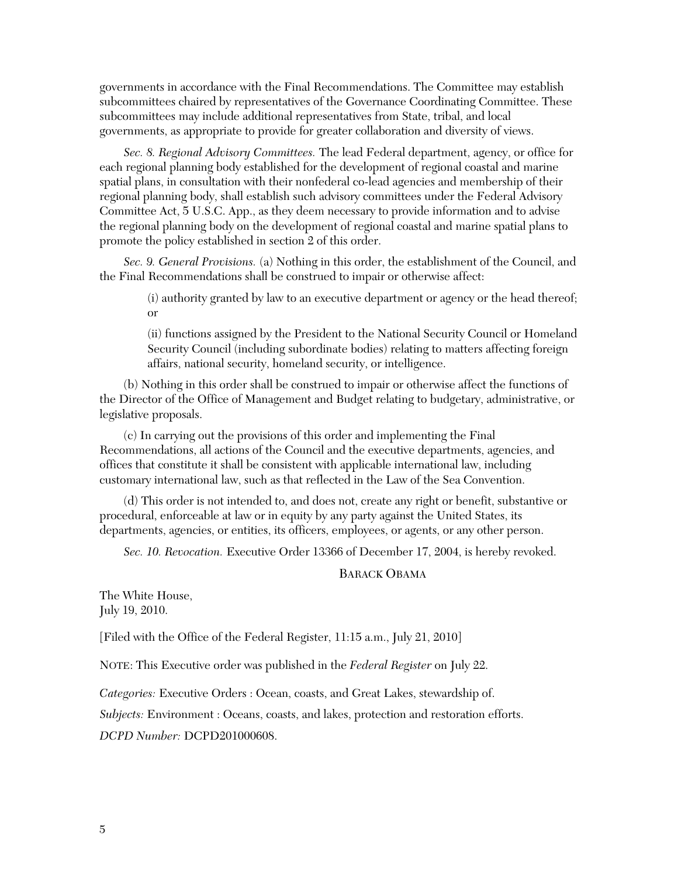governments in accordance with the Final Recommendations. The Committee may establish subcommittees chaired by representatives of the Governance Coordinating Committee. These subcommittees may include additional representatives from State, tribal, and local governments, as appropriate to provide for greater collaboration and diversity of views.

*Sec. 8. Regional Advisory Committees.* The lead Federal department, agency, or office for each regional planning body established for the development of regional coastal and marine spatial plans, in consultation with their nonfederal co-lead agencies and membership of their regional planning body, shall establish such advisory committees under the Federal Advisory Committee Act, 5 U.S.C. App., as they deem necessary to provide information and to advise the regional planning body on the development of regional coastal and marine spatial plans to promote the policy established in section 2 of this order.

*Sec. 9. General Provisions.* (a) Nothing in this order, the establishment of the Council, and the Final Recommendations shall be construed to impair or otherwise affect:

> (i) authority granted by law to an executive department or agency or the head thereof; or
>
> (ii) functions assigned by the President to the National Security Council or Homeland Security Council (including subordinate bodies) relating to matters affecting foreign affairs, national security, homeland security, or intelligence.

(b) Nothing in this order shall be construed to impair or otherwise affect the functions of the Director of the Office of Management and Budget relating to budgetary, administrative, or legislative proposals.

(c) In carrying out the provisions of this order and implementing the Final Recommendations, all actions of the Council and the executive departments, agencies, and offices that constitute it shall be consistent with applicable international law, including customary international law, such as that reflected in the Law of the Sea Convention.

(d) This order is not intended to, and does not, create any right or benefit, substantive or procedural, enforceable at law or in equity by any party against the United States, its departments, agencies, or entities, its officers, employees, or agents, or any other person.

*Sec. 10. Revocation.* Executive Order 13366 of December 17, 2004, is hereby revoked.

BARACK OBAMA

The White House,
July 19, 2010.

[Filed with the Office of the Federal Register, 11:15 a.m., July 21, 2010]

NOTE: This Executive order was published in the *Federal Register* on July 22.

*Categories:* Executive Orders : Ocean, coasts, and Great Lakes, stewardship of.

*Subjects:* Environment : Oceans, coasts, and lakes, protection and restoration efforts.

*DCPD Number:* DCPD201000608.